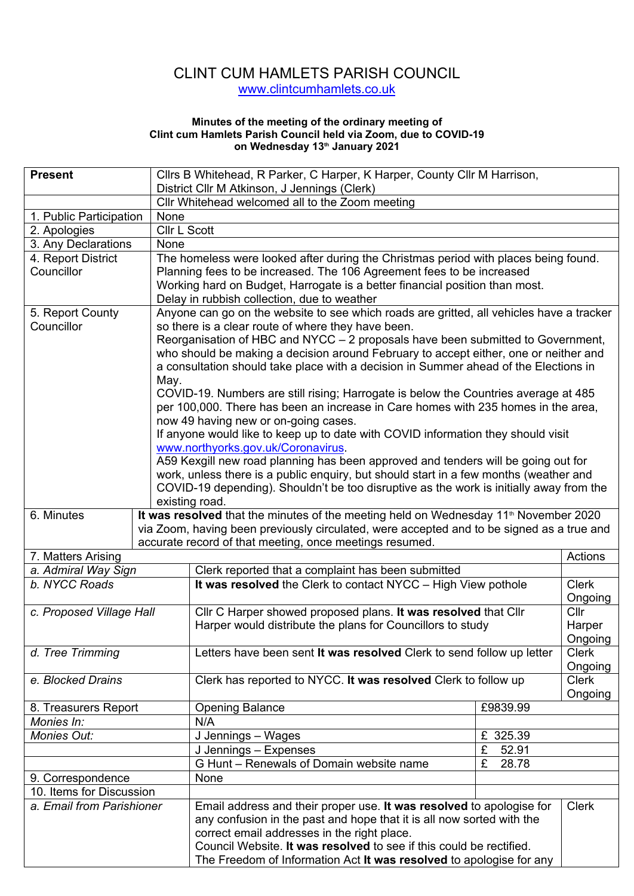# CLINT CUM HAMLETS PARISH COUNCIL

www.clintcumhamlets.co.uk

**Minutes of the meeting of the ordinary meeting of Clint cum Hamlets Parish Council held via Zoom, due to COVID-19 on Wednesday 13th January 2021**

| **Present** | Cllrs B Whitehead, R Parker, C Harper, K Harper, County Cllr M Harrison, District Cllr M Atkinson, J Jennings (Clerk) |
|---|---|
| | Cllr Whitehead welcomed all to the Zoom meeting |
| 1. Public Participation | None |
| 2. Apologies | Cllr L Scott |
| 3. Any Declarations | None |
| 4. Report District Councillor | The homeless were looked after during the Christmas period with places being found. Planning fees to be increased. The 106 Agreement fees to be increased Working hard on Budget, Harrogate is a better financial position than most. Delay in rubbish collection, due to weather |
| 5. Report County Councillor | Anyone can go on the website to see which roads are gritted, all vehicles have a tracker so there is a clear route of where they have been. Reorganisation of HBC and NYCC – 2 proposals have been submitted to Government, who should be making a decision around February to accept either, one or neither and a consultation should take place with a decision in Summer ahead of the Elections in May. COVID-19. Numbers are still rising; Harrogate is below the Countries average at 485 per 100,000. There has been an increase in Care homes with 235 homes in the area, now 49 having new or on-going cases. If anyone would like to keep up to date with COVID information they should visit www.northyorks.gov.uk/Coronavirus. A59 Kexgill new road planning has been approved and tenders will be going out for work, unless there is a public enquiry, but should start in a few months (weather and COVID-19 depending). Shouldn't be too disruptive as the work is initially away from the existing road. |
| 6. Minutes | **It was resolved** that the minutes of the meeting held on Wednesday 11th November 2020 via Zoom, having been previously circulated, were accepted and to be signed as a true and accurate record of that meeting, once meetings resumed. |

| 7. Matters Arising | | | Actions |
|---|---|---|---|
| *a. Admiral Way Sign* | Clerk reported that a complaint has been submitted | | |
| *b. NYCC Roads* | **It was resolved** the Clerk to contact NYCC – High View pothole | | Clerk Ongoing |
| *c. Proposed Village Hall* | Cllr C Harper showed proposed plans. **It was resolved** that Cllr Harper would distribute the plans for Councillors to study | | Cllr Harper Ongoing |
| *d. Tree Trimming* | Letters have been sent **It was resolved** Clerk to send follow up letter | | Clerk Ongoing |
| *e. Blocked Drains* | Clerk has reported to NYCC. **It was resolved** Clerk to follow up | | Clerk Ongoing |
| 8. Treasurers Report | Opening Balance | £9839.99 | |
| *Monies In:* | N/A | | |
| *Monies Out:* | J Jennings – Wages | £ 325.39 | |
| | J Jennings – Expenses | £ 52.91 | |
| | G Hunt – Renewals of Domain website name | £ 28.78 | |
| 9. Correspondence | None | | |
| 10. Items for Discussion | | | |
| *a. Email from Parishioner* | Email address and their proper use. **It was resolved** to apologise for any confusion in the past and hope that it is all now sorted with the correct email addresses in the right place. Council Website. **It was resolved** to see if this could be rectified. The Freedom of Information Act **It was resolved** to apologise for any | | Clerk |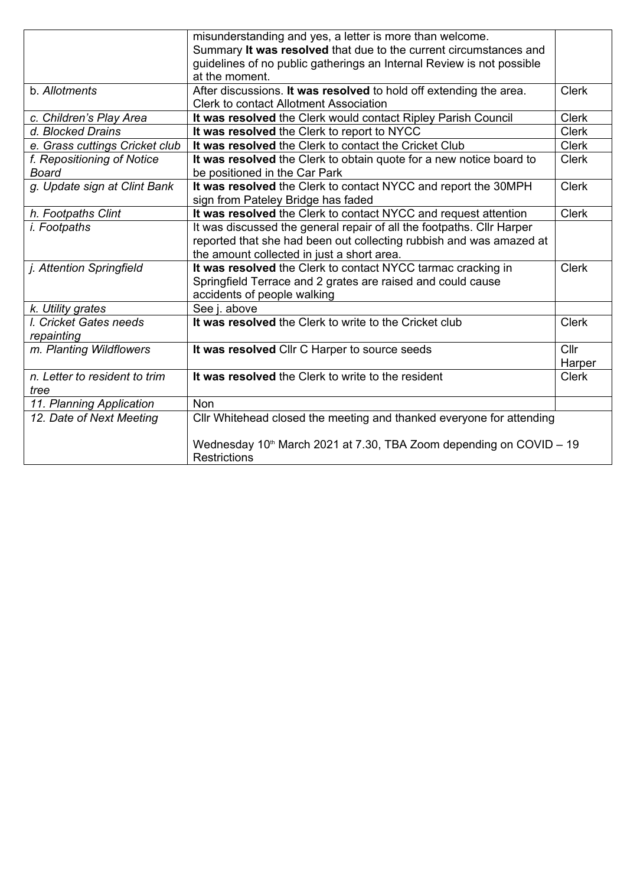| | | |
|---|---|---|
| | misunderstanding and yes, a letter is more than welcome.<br>Summary **It was resolved** that due to the current circumstances and guidelines of no public gatherings an Internal Review is not possible at the moment. | |
| b. *Allotments* | After discussions. **It was resolved** to hold off extending the area. Clerk to contact Allotment Association | Clerk |
| *c. Children's Play Area* | **It was resolved** the Clerk would contact Ripley Parish Council | Clerk |
| *d. Blocked Drains* | **It was resolved** the Clerk to report to NYCC | Clerk |
| *e. Grass cuttings Cricket club* | **It was resolved** the Clerk to contact the Cricket Club | Clerk |
| *f. Repositioning of Notice Board* | **It was resolved** the Clerk to obtain quote for a new notice board to be positioned in the Car Park | Clerk |
| *g. Update sign at Clint Bank* | **It was resolved** the Clerk to contact NYCC and report the 30MPH sign from Pateley Bridge has faded | Clerk |
| *h. Footpaths Clint* | **It was resolved** the Clerk to contact NYCC and request attention | Clerk |
| *i. Footpaths* | It was discussed the general repair of all the footpaths. Cllr Harper reported that she had been out collecting rubbish and was amazed at the amount collected in just a short area. | |
| *j. Attention Springfield* | **It was resolved** the Clerk to contact NYCC tarmac cracking in Springfield Terrace and 2 grates are raised and could cause accidents of people walking | Clerk |
| *k. Utility grates* | See j. above | |
| *l. Cricket Gates needs repainting* | **It was resolved** the Clerk to write to the Cricket club | Clerk |
| *m. Planting Wildflowers* | **It was resolved** Cllr C Harper to source seeds | Cllr Harper |
| *n. Letter to resident to trim tree* | **It was resolved** the Clerk to write to the resident | Clerk |
| *11. Planning Application* | Non | |
| *12. Date of Next Meeting* | Cllr Whitehead closed the meeting and thanked everyone for attending<br><br>Wednesday 10th March 2021 at 7.30, TBA Zoom depending on COVID – 19 Restrictions | |